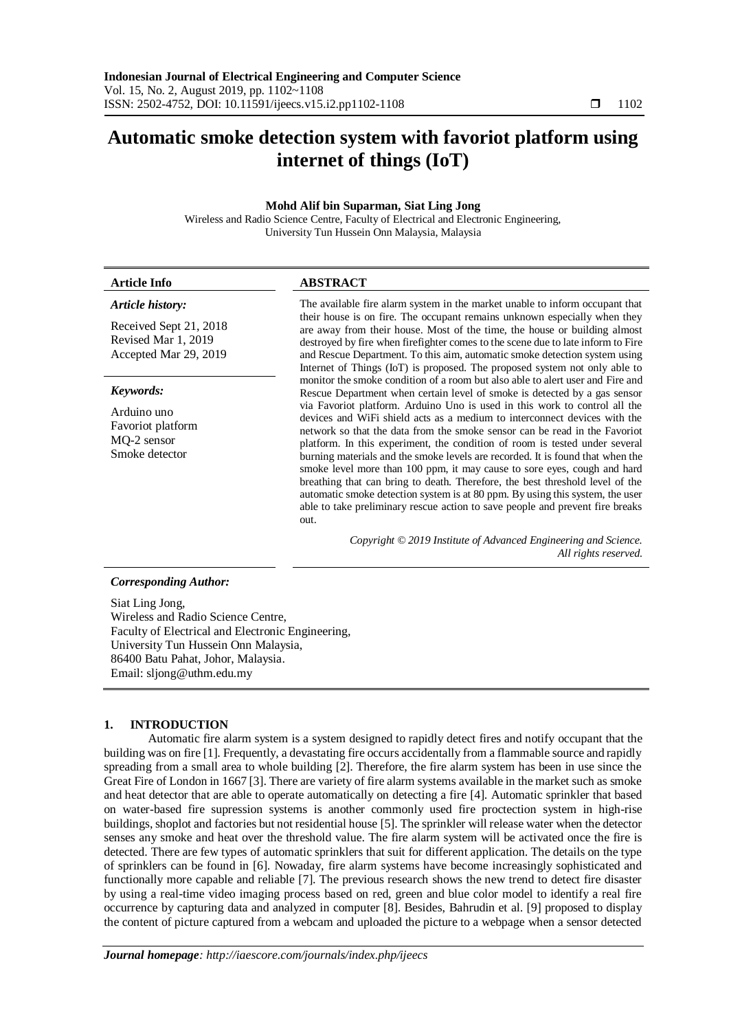# Automatic smoke detection system with favoriot platform using internet of things (IoT)

**Mohd Alif bin Suparman, Siat Ling Jong**

Wireless and Radio Science Centre, Faculty of Electrical and Electronic Engineering, University Tun Hussein Onn Malaysia, Malaysia

---

**Article Info**

***Article history:***

Received Sept 21, 2018
Revised Mar 1, 2019
Accepted Mar 29, 2019

***Keywords:***

Arduino uno
Favoriot platform
MQ-2 sensor
Smoke detector

**ABSTRACT**

The available fire alarm system in the market unable to inform occupant that their house is on fire. The occupant remains unknown especially when they are away from their house. Most of the time, the house or building almost destroyed by fire when firefighter comes to the scene due to late inform to Fire and Rescue Department. To this aim, automatic smoke detection system using Internet of Things (IoT) is proposed. The proposed system not only able to monitor the smoke condition of a room but also able to alert user and Fire and Rescue Department when certain level of smoke is detected by a gas sensor via Favoriot platform. Arduino Uno is used in this work to control all the devices and WiFi shield acts as a medium to interconnect devices with the network so that the data from the smoke sensor can be read in the Favoriot platform. In this experiment, the condition of room is tested under several burning materials and the smoke levels are recorded. It is found that when the smoke level more than 100 ppm, it may cause to sore eyes, cough and hard breathing that can bring to death. Therefore, the best threshold level of the automatic smoke detection system is at 80 ppm. By using this system, the user able to take preliminary rescue action to save people and prevent fire breaks out.

*Copyright © 2019 Institute of Advanced Engineering and Science. All rights reserved.*

***Corresponding Author:***

Siat Ling Jong,
Wireless and Radio Science Centre,
Faculty of Electrical and Electronic Engineering,
University Tun Hussein Onn Malaysia,
86400 Batu Pahat, Johor, Malaysia.
Email: sljong@uthm.edu.my

## 1. INTRODUCTION

Automatic fire alarm system is a system designed to rapidly detect fires and notify occupant that the building was on fire [1]. Frequently, a devastating fire occurs accidentally from a flammable source and rapidly spreading from a small area to whole building [2]. Therefore, the fire alarm system has been in use since the Great Fire of London in 1667 [3]. There are variety of fire alarm systems available in the market such as smoke and heat detector that are able to operate automatically on detecting a fire [4]. Automatic sprinkler that based on water-based fire supression systems is another commonly used fire proctection system in high-rise buildings, shoplot and factories but not residential house [5]. The sprinkler will release water when the detector senses any smoke and heat over the threshold value. The fire alarm system will be activated once the fire is detected. There are few types of automatic sprinklers that suit for different application. The details on the type of sprinklers can be found in [6]. Nowaday, fire alarm systems have become increasingly sophisticated and functionally more capable and reliable [7]. The previous research shows the new trend to detect fire disaster by using a real-time video imaging process based on red, green and blue color model to identify a real fire occurrence by capturing data and analyzed in computer [8]. Besides, Bahrudin et al. [9] proposed to display the content of picture captured from a webcam and uploaded the picture to a webpage when a sensor detected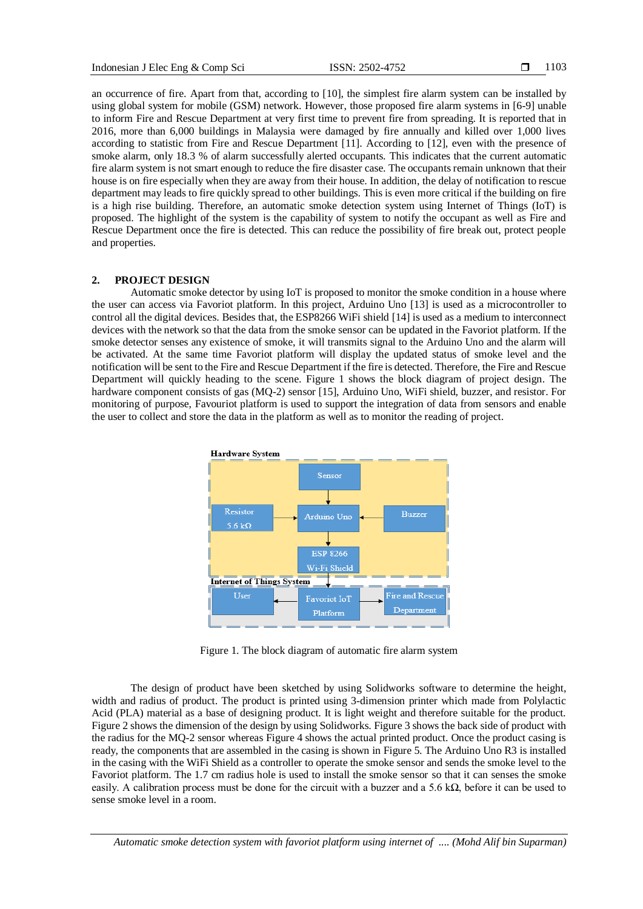an occurrence of fire. Apart from that, according to [10], the simplest fire alarm system can be installed by using global system for mobile (GSM) network. However, those proposed fire alarm systems in [6-9] unable to inform Fire and Rescue Department at very first time to prevent fire from spreading. It is reported that in 2016, more than 6,000 buildings in Malaysia were damaged by fire annually and killed over 1,000 lives according to statistic from Fire and Rescue Department [11]. According to [12], even with the presence of smoke alarm, only 18.3 % of alarm successfully alerted occupants. This indicates that the current automatic fire alarm system is not smart enough to reduce the fire disaster case. The occupants remain unknown that their house is on fire especially when they are away from their house. In addition, the delay of notification to rescue department may leads to fire quickly spread to other buildings. This is even more critical if the building on fire is a high rise building. Therefore, an automatic smoke detection system using Internet of Things (IoT) is proposed. The highlight of the system is the capability of system to notify the occupant as well as Fire and Rescue Department once the fire is detected. This can reduce the possibility of fire break out, protect people and properties.

## 2. PROJECT DESIGN

Automatic smoke detector by using IoT is proposed to monitor the smoke condition in a house where the user can access via Favoriot platform. In this project, Arduino Uno [13] is used as a microcontroller to control all the digital devices. Besides that, the ESP8266 WiFi shield [14] is used as a medium to interconnect devices with the network so that the data from the smoke sensor can be updated in the Favoriot platform. If the smoke detector senses any existence of smoke, it will transmit signal to the Arduino Uno and the alarm will be activated. At the same time Favoriot platform will display the updated status of smoke level and the notification will be sent to the Fire and Rescue Department if the fire is detected. Therefore, the Fire and Rescue Department will quickly heading to the scene. Figure 1 shows the block diagram of project design. The hardware component consists of gas (MQ-2) sensor [15], Arduino Uno, WiFi shield, buzzer, and resistor. For monitoring of purpose, Favouriot platform is used to support the integration of data from sensors and enable the user to collect and store the data in the platform as well as to monitor the reading of project.

Figure 1. The block diagram of automatic fire alarm system

The design of product have been sketched by using Solidworks software to determine the height, width and radius of product. The product is printed using 3-dimension printer which made from Polylactic Acid (PLA) material as a base of designing product. It is light weight and therefore suitable for the product. Figure 2 shows the dimension of the design by using Solidworks. Figure 3 shows the back side of product with the radius for the MQ-2 sensor whereas Figure 4 shows the actual printed product. Once the product casing is ready, the components that are assembled in the casing is shown in Figure 5. The Arduino Uno R3 is installed in the casing with the WiFi Shield as a controller to operate the smoke sensor and sends the smoke level to the Favoriot platform. The 1.7 cm radius hole is used to install the smoke sensor so that it can senses the smoke easily. A calibration process must be done for the circuit with a buzzer and a 5.6 kΩ, before it can be used to sense smoke level in a room.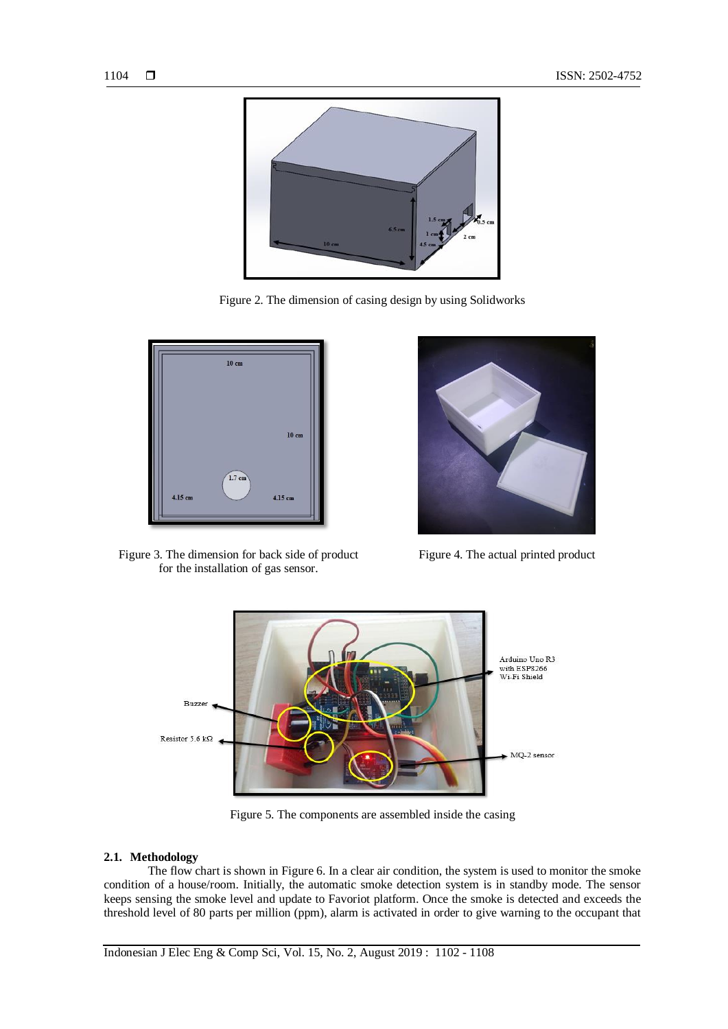Figure 2. The dimension of casing design by using Solidworks

Figure 3. The dimension for back side of product for the installation of gas sensor.

Figure 4. The actual printed product

Figure 5. The components are assembled inside the casing

### 2.1. Methodology

The flow chart is shown in Figure 6. In a clear air condition, the system is used to monitor the smoke condition of a house/room. Initially, the automatic smoke detection system is in standby mode. The sensor keeps sensing the smoke level and update to Favoriot platform. Once the smoke is detected and exceeds the threshold level of 80 parts per million (ppm), alarm is activated in order to give warning to the occupant that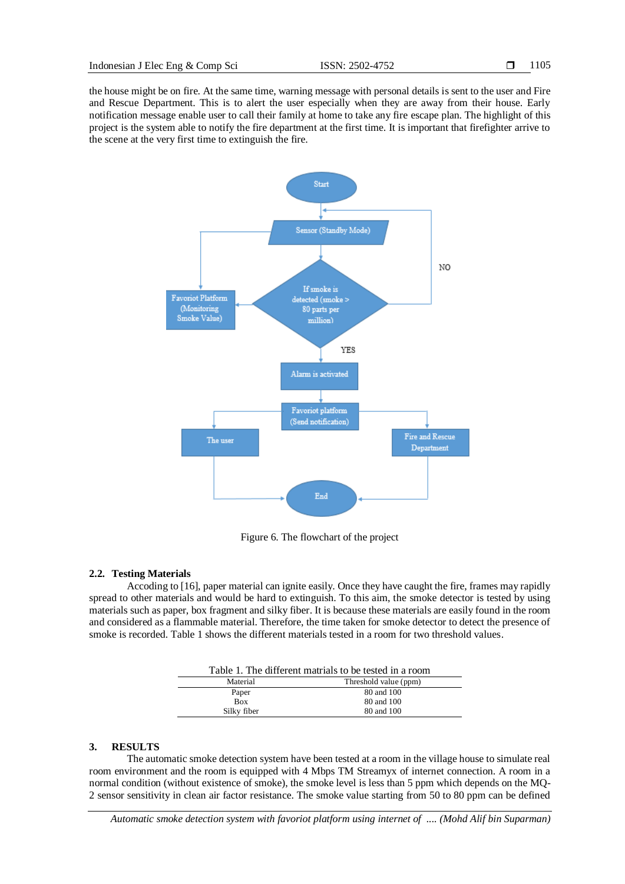the house might be on fire. At the same time, warning message with personal details is sent to the user and Fire and Rescue Department. This is to alert the user especially when they are away from their house. Early notification message enable user to call their family at home to take any fire escape plan. The highlight of this project is the system able to notify the fire department at the first time. It is important that firefighter arrive to the scene at the very first time to extinguish the fire.

Figure 6. The flowchart of the project

### 2.2. Testing Materials

Acceording to [16], paper material can ignite easily. Once they have caught the fire, frames may rapidly spread to other materials and would be hard to extinguish. To this aim, the smoke detector is tested by using materials such as paper, box fragment and silky fiber. It is because these materials are easily found in the room and considered as a flammable material. Therefore, the time taken for smoke detector to detect the presence of smoke is recorded. Table 1 shows the different materials tested in a room for two threshold values.

Table 1. The different matrials to be tested in a room

| Material | Threshold value (ppm) |
|---|---|
| Paper | 80 and 100 |
| Box | 80 and 100 |
| Silky fiber | 80 and 100 |

## 3. RESULTS

The automatic smoke detection system have been tested at a room in the village house to simulate real room environment and the room is equipped with 4 Mbps TM Streamyx of internet connection. A room in a normal condition (without existence of smoke), the smoke level is less than 5 ppm which depends on the MQ-2 sensor sensitivity in clean air factor resistance. The smoke value starting from 50 to 80 ppm can be defined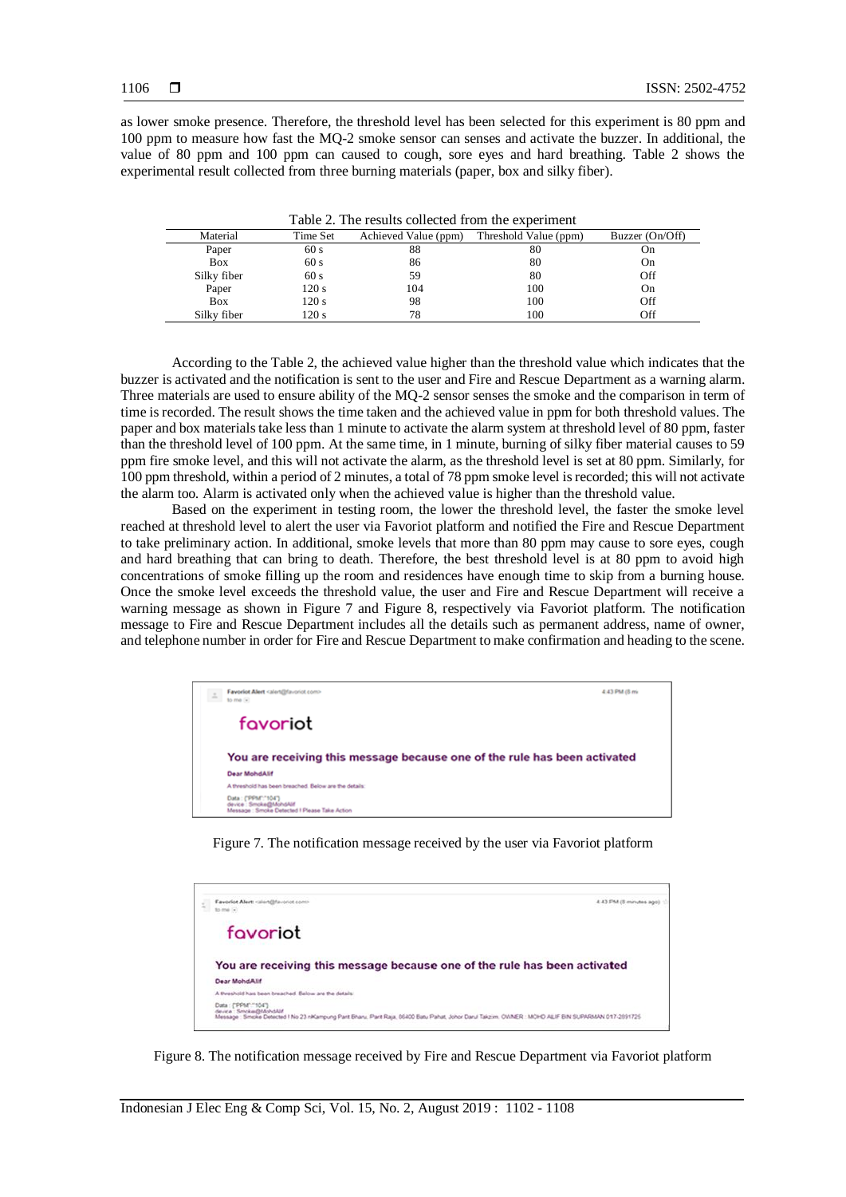as lower smoke presence. Therefore, the threshold level has been selected for this experiment is 80 ppm and 100 ppm to measure how fast the MQ-2 smoke sensor can senses and activate the buzzer. In additional, the value of 80 ppm and 100 ppm can caused to cough, sore eyes and hard breathing. Table 2 shows the experimental result collected from three burning materials (paper, box and silky fiber).

Table 2. The results collected from the experiment

| Material | Time Set | Achieved Value (ppm) | Threshold Value (ppm) | Buzzer (On/Off) |
|---|---|---|---|---|
| Paper | 60 s | 88 | 80 | On |
| Box | 60 s | 86 | 80 | On |
| Silky fiber | 60 s | 59 | 80 | Off |
| Paper | 120 s | 104 | 100 | On |
| Box | 120 s | 98 | 100 | Off |
| Silky fiber | 120 s | 78 | 100 | Off |

According to the Table 2, the achieved value higher than the threshold value which indicates that the buzzer is activated and the notification is sent to the user and Fire and Rescue Department as a warning alarm. Three materials are used to ensure ability of the MQ-2 sensor senses the smoke and the comparison in term of time is recorded. The result shows the time taken and the achieved value in ppm for both threshold values. The paper and box materials take less than 1 minute to activate the alarm system at threshold level of 80 ppm, faster than the threshold level of 100 ppm. At the same time, in 1 minute, burning of silky fiber material causes to 59 ppm fire smoke level, and this will not activate the alarm, as the threshold level is set at 80 ppm. Similarly, for 100 ppm threshold, within a period of 2 minutes, a total of 78 ppm smoke level is recorded; this will not activate the alarm too. Alarm is activated only when the achieved value is higher than the threshold value.

Based on the experiment in testing room, the lower the threshold level, the faster the smoke level reached at threshold level to alert the user via Favoriot platform and notified the Fire and Rescue Department to take preliminary action. In additional, smoke levels that more than 80 ppm may cause to sore eyes, cough and hard breathing that can bring to death. Therefore, the best threshold level is at 80 ppm to avoid high concentrations of smoke filling up the room and residences have enough time to skip from a burning house. Once the smoke level exceeds the threshold value, the user and Fire and Rescue Department will receive a warning message as shown in Figure 7 and Figure 8, respectively via Favoriot platform. The notification message to Fire and Rescue Department includes all the details such as permanent address, name of owner, and telephone number in order for Fire and Rescue Department to make confirmation and heading to the scene.

Favoriot Alert <alert@favoriot.com>
to me

favoriot

**You are receiving this message because one of the rule has been activated**

**Dear MohdAlif**

A threshold has been breached. Below are the details:

Data : {"PPM":"104"}
device : Smoke@MohdAlif
Message : Smoke Detected ! Please Take Action

4:43 PM (8 m

Figure 7. The notification message received by the user via Favoriot platform

Favoriot Alert <alert@favoriot.com>
to me

favoriot

**You are receiving this message because one of the rule has been activated**

**Dear MohdAlif**

A threshold has been breached. Below are the details:

Data : {"PPM":"104"}
device : Smoke@MohdAlif
Message : Smoke Detected ! No 23 nKampung Parit Bharu, Parit Raja, 86400 Batu Pahat, Johor Darul Takzim. OWNER : MOHD ALIF BIN SUPARMAN 017-2891725

4:43 PM (8 minutes ago)

Figure 8. The notification message received by Fire and Rescue Department via Favoriot platform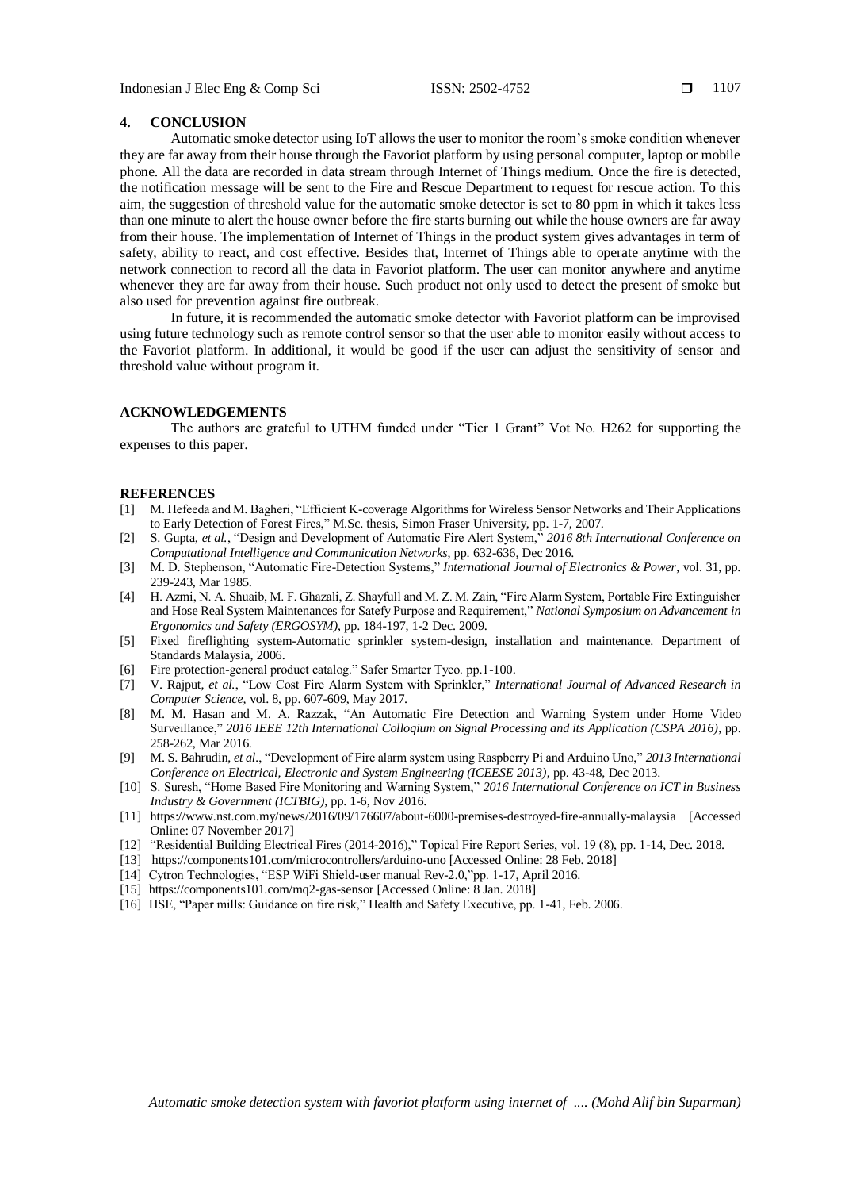## 4. CONCLUSION

Automatic smoke detector using IoT allows the user to monitor the room's smoke condition whenever they are far away from their house through the Favoriot platform by using personal computer, laptop or mobile phone. All the data are recorded in data stream through Internet of Things medium. Once the fire is detected, the notification message will be sent to the Fire and Rescue Department to request for rescue action. To this aim, the suggestion of threshold value for the automatic smoke detector is set to 80 ppm in which it takes less than one minute to alert the house owner before the fire starts burning out while the house owners are far away from their house. The implementation of Internet of Things in the product system gives advantages in term of safety, ability to react, and cost effective. Besides that, Internet of Things able to operate anytime with the network connection to record all the data in Favoriot platform. The user can monitor anywhere and anytime whenever they are far away from their house. Such product not only used to detect the present of smoke but also used for prevention against fire outbreak.

In future, it is recommended the automatic smoke detector with Favoriot platform can be improvised using future technology such as remote control sensor so that the user able to monitor easily without access to the Favoriot platform. In additional, it would be good if the user can adjust the sensitivity of sensor and threshold value without program it.

## ACKNOWLEDGEMENTS

The authors are grateful to UTHM funded under "Tier 1 Grant" Vot No. H262 for supporting the expenses to this paper.

## REFERENCES

[1] M. Hefeeda and M. Bagheri, "Efficient K-coverage Algorithms for Wireless Sensor Networks and Their Applications to Early Detection of Forest Fires," M.Sc. thesis, Simon Fraser University, pp. 1-7, 2007.

[2] S. Gupta, *et al.*, "Design and Development of Automatic Fire Alert System," *2016 8th International Conference on Computational Intelligence and Communication Networks*, pp. 632-636, Dec 2016.

[3] M. D. Stephenson, "Automatic Fire-Detection Systems," *International Journal of Electronics & Power*, vol. 31, pp. 239-243, Mar 1985.

[4] H. Azmi, N. A. Shuaib, M. F. Ghazali, Z. Shayfull and M. Z. M. Zain, "Fire Alarm System, Portable Fire Extinguisher and Hose Real System Maintenances for Satefy Purpose and Requirement," *National Symposium on Advancement in Ergonomics and Safety (ERGOSYM)*, pp. 184-197, 1-2 Dec. 2009.

[5] Fixed fireflighting system-Automatic sprinkler system-design, installation and maintenance. Department of Standards Malaysia, 2006.

[6] Fire protection-general product catalog." Safer Smarter Tyco. pp.1-100.

[7] V. Rajput, *et al.*, "Low Cost Fire Alarm System with Sprinkler," *International Journal of Advanced Research in Computer Science,* vol. 8, pp. 607-609, May 2017.

[8] M. M. Hasan and M. A. Razzak, "An Automatic Fire Detection and Warning System under Home Video Surveillance," *2016 IEEE 12th International Colloqium on Signal Processing and its Application (CSPA 2016)*, pp. 258-262, Mar 2016.

[9] M. S. Bahrudin, *et al*., "Development of Fire alarm system using Raspberry Pi and Arduino Uno," *2013 International Conference on Electrical, Electronic and System Engineering (ICEESE 2013)*, pp. 43-48, Dec 2013.

[10] S. Suresh, "Home Based Fire Monitoring and Warning System," *2016 International Conference on ICT in Business Industry & Government (ICTBIG)*, pp. 1-6, Nov 2016.

[11] https://www.nst.com.my/news/2016/09/176607/about-6000-premises-destroyed-fire-annually-malaysia [Accessed Online: 07 November 2017]

[12] "Residential Building Electrical Fires (2014-2016)," Topical Fire Report Series, vol. 19 (8), pp. 1-14, Dec. 2018.

[13] https://components101.com/microcontrollers/arduino-uno [Accessed Online: 28 Feb. 2018]

[14] Cytron Technologies, "ESP WiFi Shield-user manual Rev-2.0,"pp. 1-17, April 2016.

[15] https://components101.com/mq2-gas-sensor [Accessed Online: 8 Jan. 2018]

[16] HSE, "Paper mills: Guidance on fire risk," Health and Safety Executive, pp. 1-41, Feb. 2006.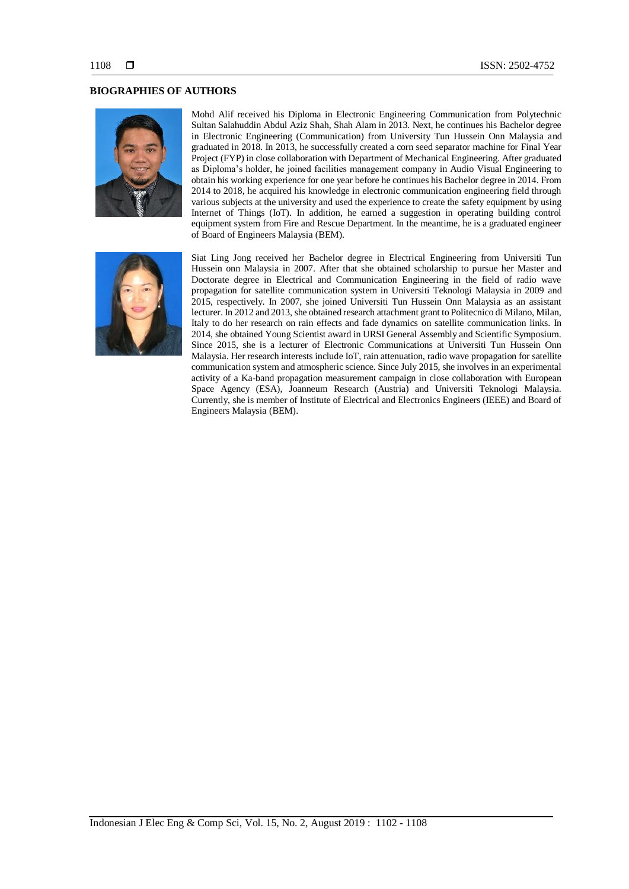**BIOGRAPHIES OF AUTHORS**

Mohd Alif received his Diploma in Electronic Engineering Communication from Polytechnic Sultan Salahuddin Abdul Aziz Shah, Shah Alam in 2013. Next, he continues his Bachelor degree in Electronic Engineering (Communication) from University Tun Hussein Onn Malaysia and graduated in 2018. In 2013, he successfully created a corn seed separator machine for Final Year Project (FYP) in close collaboration with Department of Mechanical Engineering. After graduated as Diploma's holder, he joined facilities management company in Audio Visual Engineering to obtain his working experience for one year before he continues his Bachelor degree in 2014. From 2014 to 2018, he acquired his knowledge in electronic communication engineering field through various subjects at the university and used the experience to create the safety equipment by using Internet of Things (IoT). In addition, he earned a suggestion in operating building control equipment system from Fire and Rescue Department. In the meantime, he is a graduated engineer of Board of Engineers Malaysia (BEM).

Siat Ling Jong received her Bachelor degree in Electrical Engineering from Universiti Tun Hussein onn Malaysia in 2007. After that she obtained scholarship to pursue her Master and Doctorate degree in Electrical and Communication Engineering in the field of radio wave propagation for satellite communication system in Universiti Teknologi Malaysia in 2009 and 2015, respectively. In 2007, she joined Universiti Tun Hussein Onn Malaysia as an assistant lecturer. In 2012 and 2013, she obtained research attachment grant to Politecnico di Milano, Milan, Italy to do her research on rain effects and fade dynamics on satellite communication links. In 2014, she obtained Young Scientist award in URSI General Assembly and Scientific Symposium. Since 2015, she is a lecturer of Electronic Communications at Universiti Tun Hussein Onn Malaysia. Her research interests include IoT, rain attenuation, radio wave propagation for satellite communication system and atmospheric science. Since July 2015, she involves in an experimental activity of a Ka-band propagation measurement campaign in close collaboration with European Space Agency (ESA), Joanneum Research (Austria) and Universiti Teknologi Malaysia. Currently, she is member of Institute of Electrical and Electronics Engineers (IEEE) and Board of Engineers Malaysia (BEM).